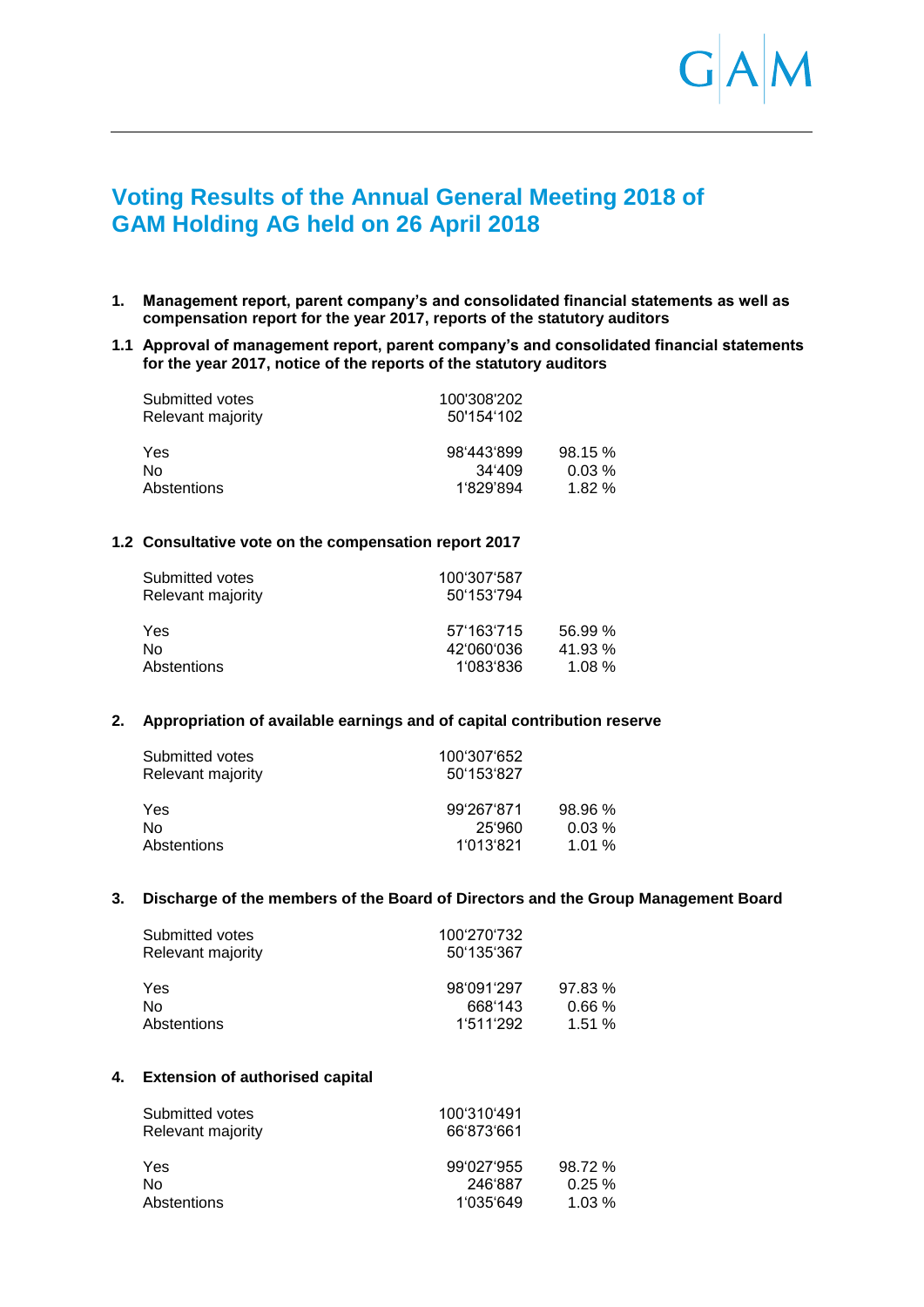# Voting Results of the Annual General Meeting 2018 of GAM Holding AG held on 26 April 2018

**1. Management report, parent company's and consolidated financial statements as well as compensation report for the year 2017, reports of the statutory auditors**

**1.1 Approval of management report, parent company's and consolidated financial statements for the year 2017, notice of the reports of the statutory auditors**

| | | |
|---|---|---|
| Submitted votes | 100'308'202 | |
| Relevant majority | 50'154'102 | |
| Yes | 98'443'899 | 98.15 % |
| No | 34'409 | 0.03 % |
| Abstentions | 1'829'894 | 1.82 % |

**1.2 Consultative vote on the compensation report 2017**

| | | |
|---|---|---|
| Submitted votes | 100'307'587 | |
| Relevant majority | 50'153'794 | |
| Yes | 57'163'715 | 56.99 % |
| No | 42'060'036 | 41.93 % |
| Abstentions | 1'083'836 | 1.08 % |

**2. Appropriation of available earnings and of capital contribution reserve**

| | | |
|---|---|---|
| Submitted votes | 100'307'652 | |
| Relevant majority | 50'153'827 | |
| Yes | 99'267'871 | 98.96 % |
| No | 25'960 | 0.03 % |
| Abstentions | 1'013'821 | 1.01 % |

**3. Discharge of the members of the Board of Directors and the Group Management Board**

| | | |
|---|---|---|
| Submitted votes | 100'270'732 | |
| Relevant majority | 50'135'367 | |
| Yes | 98'091'297 | 97.83 % |
| No | 668'143 | 0.66 % |
| Abstentions | 1'511'292 | 1.51 % |

**4. Extension of authorised capital**

| | | |
|---|---|---|
| Submitted votes | 100'310'491 | |
| Relevant majority | 66'873'661 | |
| Yes | 99'027'955 | 98.72 % |
| No | 246'887 | 0.25 % |
| Abstentions | 1'035'649 | 1.03 % |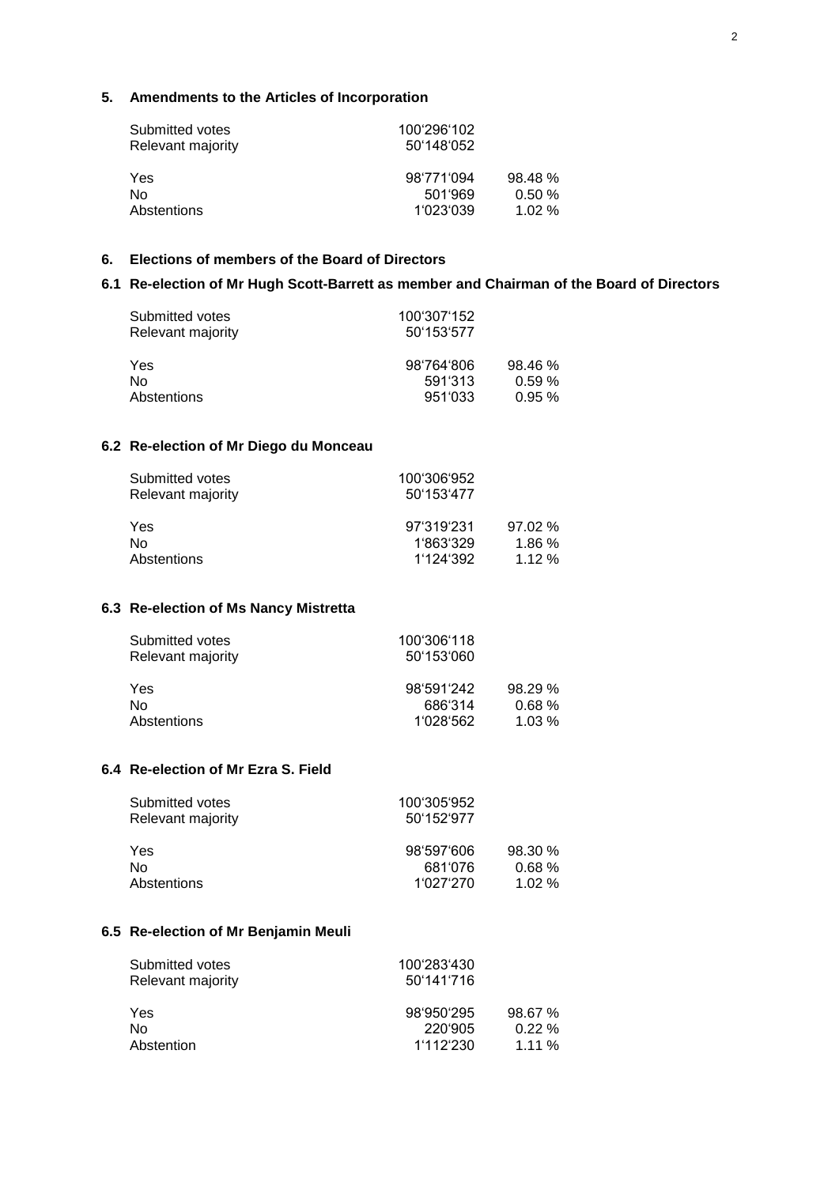## 5. Amendments to the Articles of Incorporation

| | | |
|---|---|---|
| Submitted votes | 100'296'102 | |
| Relevant majority | 50'148'052 | |
| Yes | 98'771'094 | 98.48 % |
| No | 501'969 | 0.50 % |
| Abstentions | 1'023'039 | 1.02 % |

## 6. Elections of members of the Board of Directors

### 6.1 Re-election of Mr Hugh Scott-Barrett as member and Chairman of the Board of Directors

| | | |
|---|---|---|
| Submitted votes | 100'307'152 | |
| Relevant majority | 50'153'577 | |
| Yes | 98'764'806 | 98.46 % |
| No | 591'313 | 0.59 % |
| Abstentions | 951'033 | 0.95 % |

### 6.2 Re-election of Mr Diego du Monceau

| | | |
|---|---|---|
| Submitted votes | 100'306'952 | |
| Relevant majority | 50'153'477 | |
| Yes | 97'319'231 | 97.02 % |
| No | 1'863'329 | 1.86 % |
| Abstentions | 1'124'392 | 1.12 % |

### 6.3 Re-election of Ms Nancy Mistretta

| | | |
|---|---|---|
| Submitted votes | 100'306'118 | |
| Relevant majority | 50'153'060 | |
| Yes | 98'591'242 | 98.29 % |
| No | 686'314 | 0.68 % |
| Abstentions | 1'028'562 | 1.03 % |

### 6.4 Re-election of Mr Ezra S. Field

| | | |
|---|---|---|
| Submitted votes | 100'305'952 | |
| Relevant majority | 50'152'977 | |
| Yes | 98'597'606 | 98.30 % |
| No | 681'076 | 0.68 % |
| Abstentions | 1'027'270 | 1.02 % |

### 6.5 Re-election of Mr Benjamin Meuli

| | | |
|---|---|---|
| Submitted votes | 100'283'430 | |
| Relevant majority | 50'141'716 | |
| Yes | 98'950'295 | 98.67 % |
| No | 220'905 | 0.22 % |
| Abstention | 1'112'230 | 1.11 % |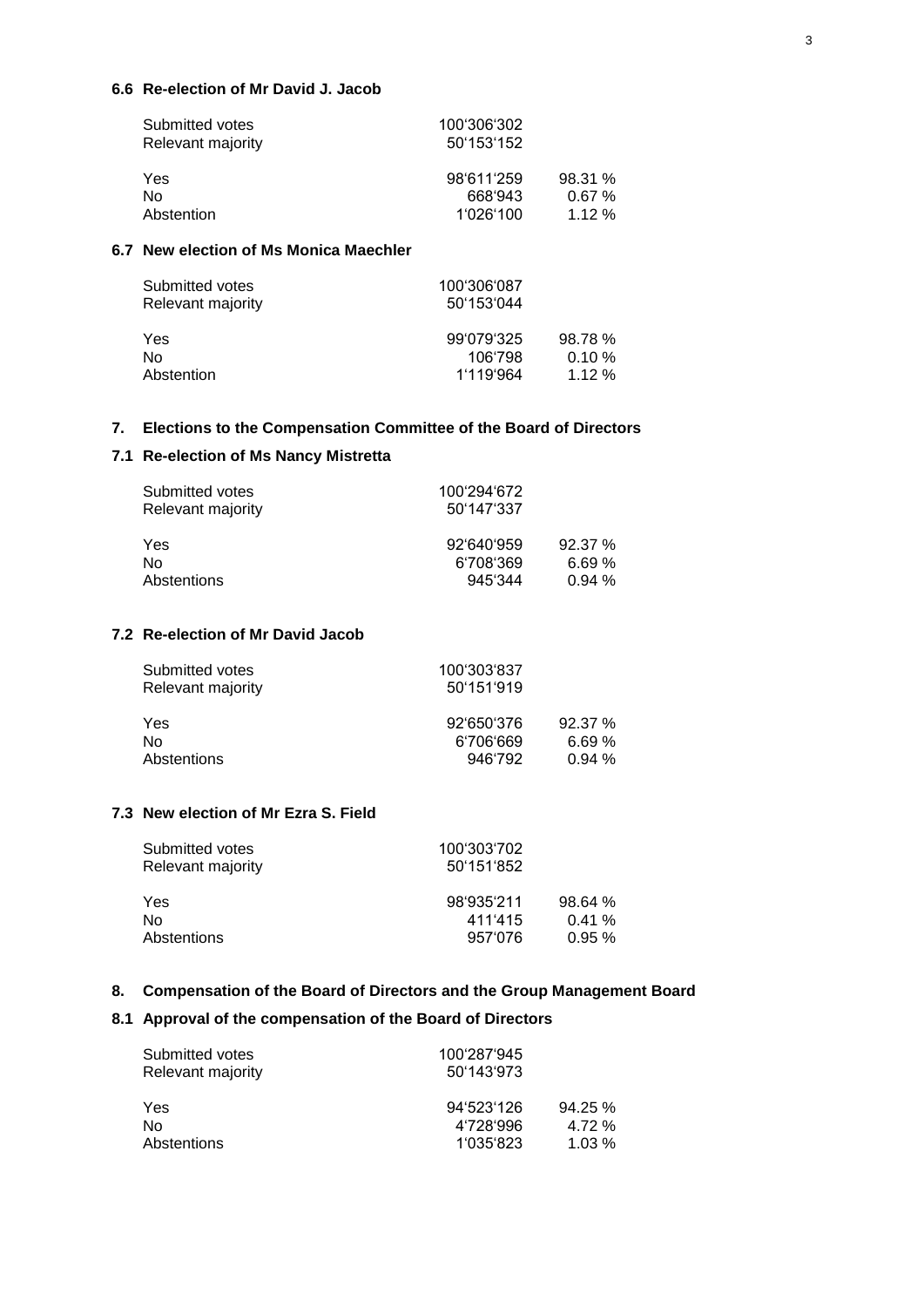### 6.6 Re-election of Mr David J. Jacob

| | | |
|---|---|---|
| Submitted votes | 100'306'302 | |
| Relevant majority | 50'153'152 | |
| Yes | 98'611'259 | 98.31 % |
| No | 668'943 | 0.67 % |
| Abstention | 1'026'100 | 1.12 % |

### 6.7 New election of Ms Monica Maechler

| | | |
|---|---|---|
| Submitted votes | 100'306'087 | |
| Relevant majority | 50'153'044 | |
| Yes | 99'079'325 | 98.78 % |
| No | 106'798 | 0.10 % |
| Abstention | 1'119'964 | 1.12 % |

## 7. Elections to the Compensation Committee of the Board of Directors

### 7.1 Re-election of Ms Nancy Mistretta

| | | |
|---|---|---|
| Submitted votes | 100'294'672 | |
| Relevant majority | 50'147'337 | |
| Yes | 92'640'959 | 92.37 % |
| No | 6'708'369 | 6.69 % |
| Abstentions | 945'344 | 0.94 % |

### 7.2 Re-election of Mr David Jacob

| | | |
|---|---|---|
| Submitted votes | 100'303'837 | |
| Relevant majority | 50'151'919 | |
| Yes | 92'650'376 | 92.37 % |
| No | 6'706'669 | 6.69 % |
| Abstentions | 946'792 | 0.94 % |

### 7.3 New election of Mr Ezra S. Field

| | | |
|---|---|---|
| Submitted votes | 100'303'702 | |
| Relevant majority | 50'151'852 | |
| Yes | 98'935'211 | 98.64 % |
| No | 411'415 | 0.41 % |
| Abstentions | 957'076 | 0.95 % |

## 8. Compensation of the Board of Directors and the Group Management Board

### 8.1 Approval of the compensation of the Board of Directors

| | | |
|---|---|---|
| Submitted votes | 100'287'945 | |
| Relevant majority | 50'143'973 | |
| Yes | 94'523'126 | 94.25 % |
| No | 4'728'996 | 4.72 % |
| Abstentions | 1'035'823 | 1.03 % |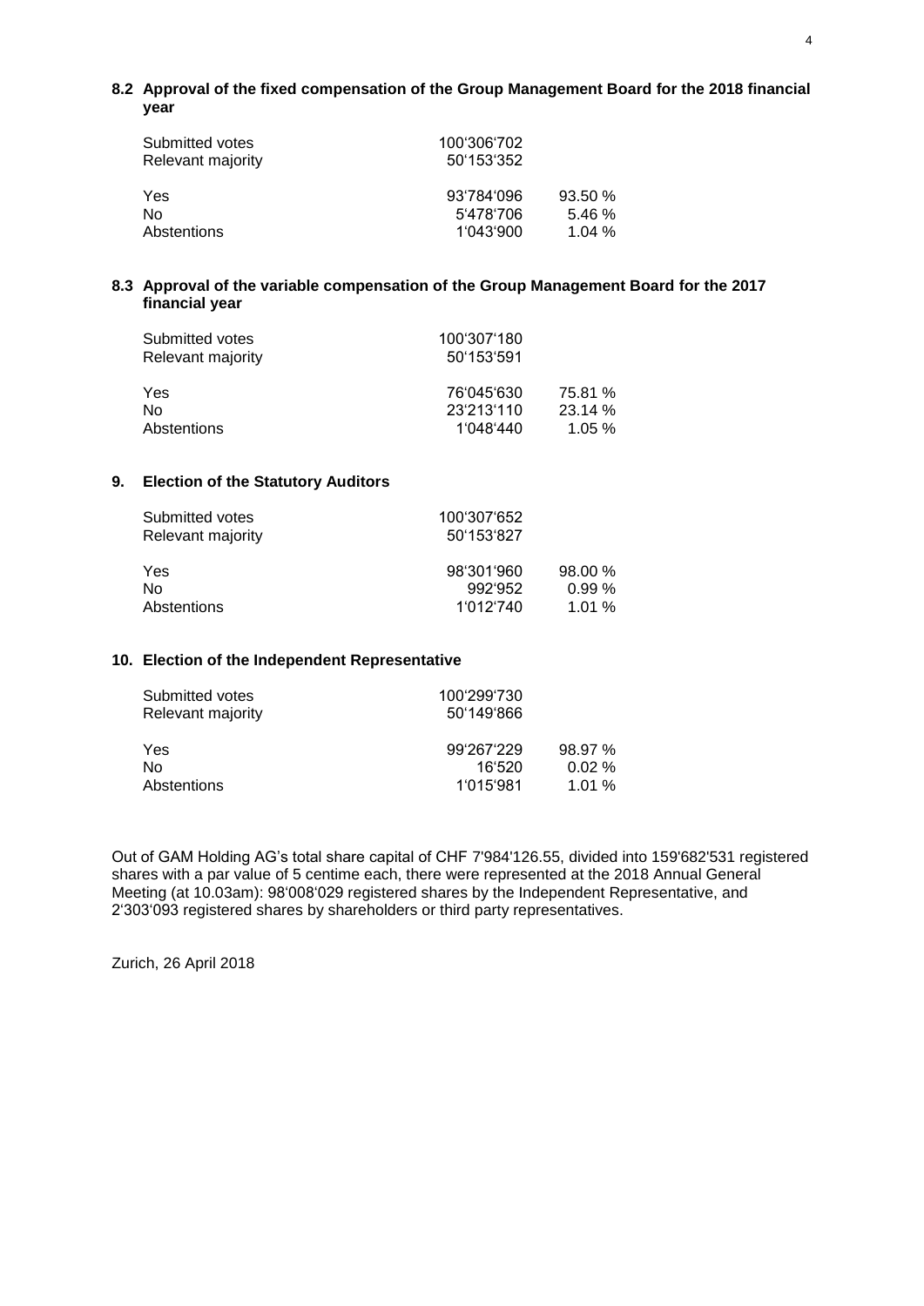### 8.2 Approval of the fixed compensation of the Group Management Board for the 2018 financial year

| | | |
|---|---|---|
| Submitted votes | 100'306'702 | |
| Relevant majority | 50'153'352 | |
| Yes | 93'784'096 | 93.50 % |
| No | 5'478'706 | 5.46 % |
| Abstentions | 1'043'900 | 1.04 % |

### 8.3 Approval of the variable compensation of the Group Management Board for the 2017 financial year

| | | |
|---|---|---|
| Submitted votes | 100'307'180 | |
| Relevant majority | 50'153'591 | |
| Yes | 76'045'630 | 75.81 % |
| No | 23'213'110 | 23.14 % |
| Abstentions | 1'048'440 | 1.05 % |

## 9. Election of the Statutory Auditors

| | | |
|---|---|---|
| Submitted votes | 100'307'652 | |
| Relevant majority | 50'153'827 | |
| Yes | 98'301'960 | 98.00 % |
| No | 992'952 | 0.99 % |
| Abstentions | 1'012'740 | 1.01 % |

## 10. Election of the Independent Representative

| | | |
|---|---|---|
| Submitted votes | 100'299'730 | |
| Relevant majority | 50'149'866 | |
| Yes | 99'267'229 | 98.97 % |
| No | 16'520 | 0.02 % |
| Abstentions | 1'015'981 | 1.01 % |

Out of GAM Holding AG's total share capital of CHF 7'984'126.55, divided into 159'682'531 registered shares with a par value of 5 centime each, there were represented at the 2018 Annual General Meeting (at 10.03am): 98'008'029 registered shares by the Independent Representative, and 2'303'093 registered shares by shareholders or third party representatives.

Zurich, 26 April 2018